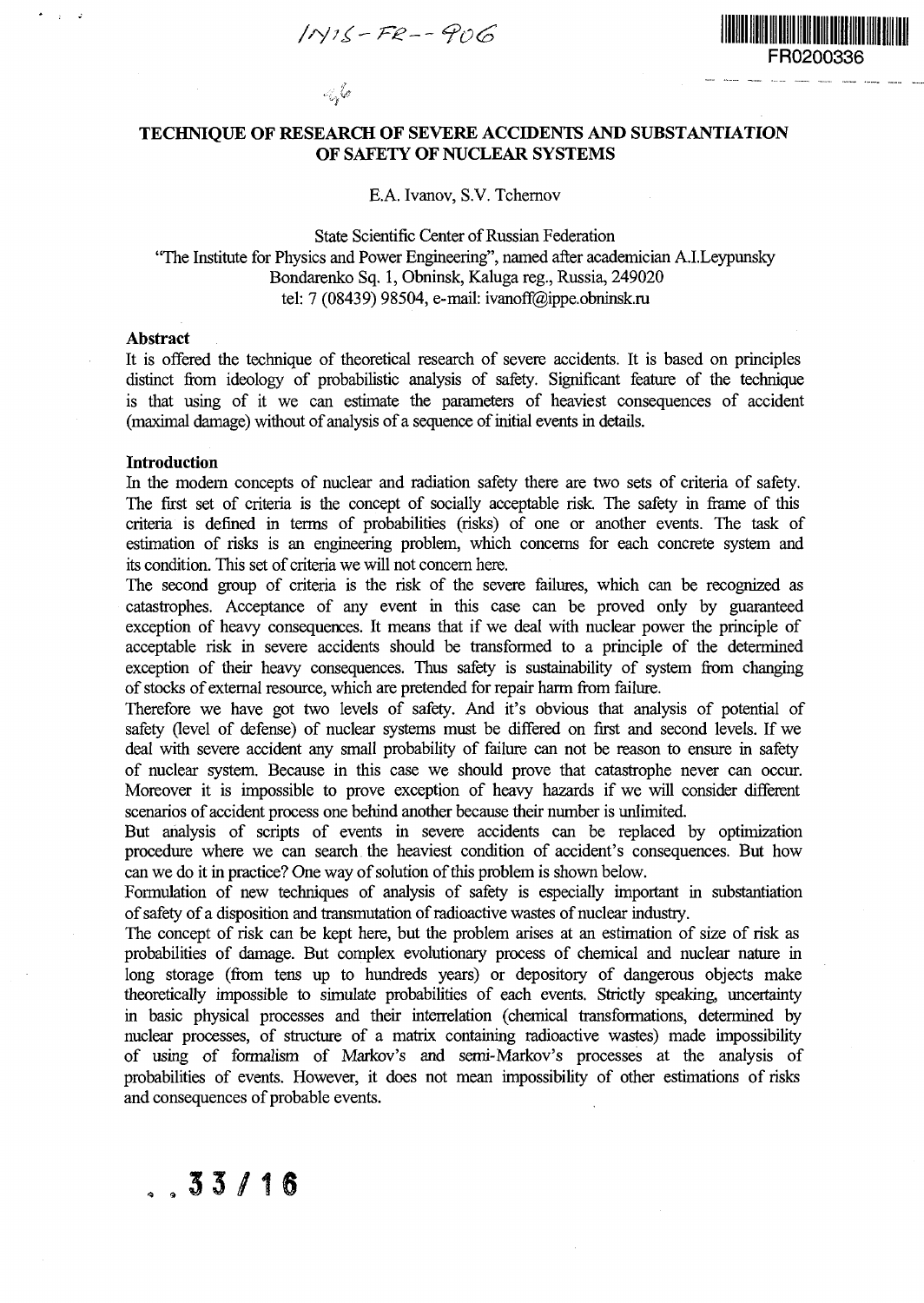# TECHNIQUE OF RESEARCH OF SEVERE ACCIDENTS AND SUBSTANTIATION OF SAFETY OF NUCLEAR SYSTEMS

E.A. Ivanov, S.V. Tchernov

State Scientific Center of Russian Federation
"The Institute for Physics and Power Engineering", named after academician A.I.Leypunsky
Bondarenko Sq. 1, Obninsk, Kaluga reg., Russia, 249020
tel: 7 (08439) 98504, e-mail: ivanoff@ippe.obninsk.ru

## Abstract

It is offered the technique of theoretical research of severe accidents. It is based on principles distinct from ideology of probabilistic analysis of safety. Significant feature of the technique is that using of it we can estimate the parameters of heaviest consequences of accident (maximal damage) without of analysis of a sequence of initial events in details.

## Introduction

In the modern concepts of nuclear and radiation safety there are two sets of criteria of safety. The first set of criteria is the concept of socially acceptable risk. The safety in frame of this criteria is defined in terms of probabilities (risks) of one or another events. The task of estimation of risks is an engineering problem, which concerns for each concrete system and its condition. This set of criteria we will not concern here.

The second group of criteria is the risk of the severe failures, which can be recognized as catastrophes. Acceptance of any event in this case can be proved only by guaranteed exception of heavy consequences. It means that if we deal with nuclear power the principle of acceptable risk in severe accidents should be transformed to a principle of the determined exception of their heavy consequences. Thus safety is sustainability of system from changing of stocks of external resource, which are pretended for repair harm from failure.

Therefore we have got two levels of safety. And it's obvious that analysis of potential of safety (level of defense) of nuclear systems must be differed on first and second levels. If we deal with severe accident any small probability of failure can not be reason to ensure in safety of nuclear system. Because in this case we should prove that catastrophe never can occur. Moreover it is impossible to prove exception of heavy hazards if we will consider different scenarios of accident process one behind another because their number is unlimited.

But analysis of scripts of events in severe accidents can be replaced by optimization procedure where we can search the heaviest condition of accident's consequences. But how can we do it in practice? One way of solution of this problem is shown below.

Formulation of new techniques of analysis of safety is especially important in substantiation of safety of a disposition and transmutation of radioactive wastes of nuclear industry.

The concept of risk can be kept here, but the problem arises at an estimation of size of risk as probabilities of damage. But complex evolutionary process of chemical and nuclear nature in long storage (from tens up to hundreds years) or depository of dangerous objects make theoretically impossible to simulate probabilities of each events. Strictly speaking, uncertainty in basic physical processes and their interrelation (chemical transformations, determined by nuclear processes, of structure of a matrix containing radioactive wastes) made impossibility of using of formalism of Markov's and semi-Markov's processes at the analysis of probabilities of events. However, it does not mean impossibility of other estimations of risks and consequences of probable events.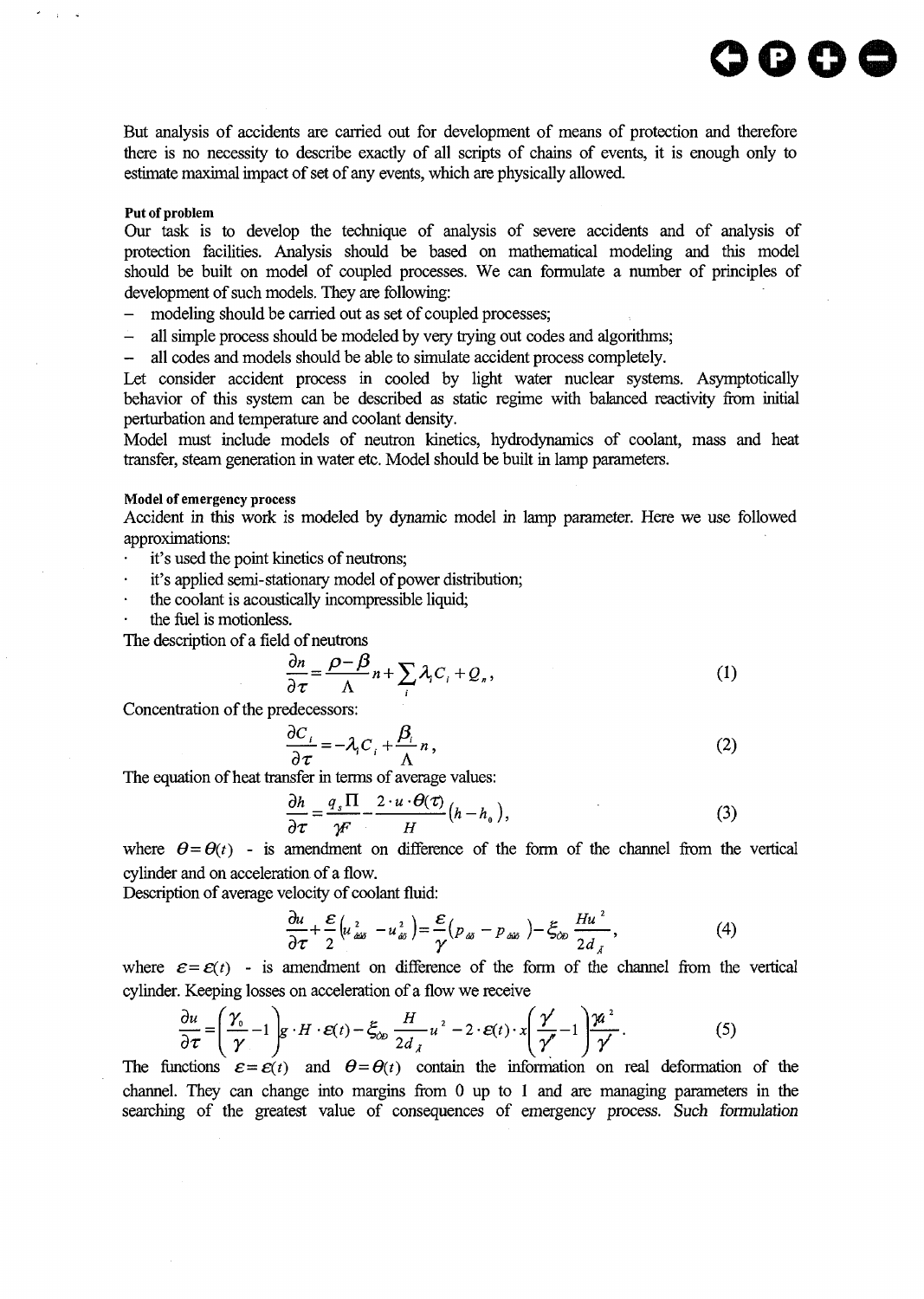But analysis of accidents are carried out for development of means of protection and therefore there is no necessity to describe exactly of all scripts of chains of events, it is enough only to estimate maximal impact of set of any events, which are physically allowed.

#### Put of problem

Our task is to develop the technique of analysis of severe accidents and of analysis of protection facilities. Analysis should be based on mathematical modeling and this model should be built on model of coupled processes. We can formulate a number of principles of development of such models. They are following:

- modeling should be carried out as set of coupled processes;
- all simple process should be modeled by very trying out codes and algorithms;
- all codes and models should be able to simulate accident process completely.

Let consider accident process in cooled by light water nuclear systems. Asymptotically behavior of this system can be described as static regime with balanced reactivity from initial perturbation and temperature and coolant density.

Model must include models of neutron kinetics, hydrodynamics of coolant, mass and heat transfer, steam generation in water etc. Model should be built in lamp parameters.

#### Model of emergency process

Accident in this work is modeled by dynamic model in lamp parameter. Here we use followed approximations:

- it's used the point kinetics of neutrons;
- it's applied semi-stationary model of power distribution;
- the coolant is acoustically incompressible liquid;
- the fuel is motionless.

The description of a field of neutrons

$$\frac{\partial n}{\partial \tau} = \frac{\rho - \beta}{\Lambda} n + \sum_i \lambda_i C_i + Q_n, \tag{1}$$

Concentration of the predecessors:

$$\frac{\partial C_i}{\partial \tau} = -\lambda_i C_i + \frac{\beta_i}{\Lambda} n, \tag{2}$$

The equation of heat transfer in terms of average values:

$$\frac{\partial h}{\partial \tau} = \frac{q_s \Pi}{\gamma F} - \frac{2 \cdot u \cdot \theta(\tau)}{H} (h - h_0), \tag{3}$$

where $\theta = \theta(t)$ - is amendment on difference of the form of the channel from the vertical cylinder and on acceleration of a flow.

Description of average velocity of coolant fluid:

$$\frac{\partial u}{\partial \tau} + \frac{\varepsilon}{2}\left(u_{вых}^2 - u_{вх}^2\right) = \frac{\varepsilon}{\gamma}\left(p_{вх} - p_{вых}\right) - \xi_{тр} \frac{H u^2}{2 d_Г}, \tag{4}$$

where $\varepsilon = \varepsilon(t)$ - is amendment on difference of the form of the channel from the vertical cylinder. Keeping losses on acceleration of a flow we receive

$$\frac{\partial u}{\partial \tau} = \left(\frac{\gamma_0}{\gamma} - 1\right) g \cdot H \cdot \varepsilon(t) - \xi_{тр} \frac{H}{2 d_Г} u^2 - 2 \cdot \varepsilon(t) \cdot x \left(\frac{\gamma'}{\gamma''} - 1\right) \frac{\gamma u^2}{\gamma'}. \tag{5}$$

The functions $\varepsilon = \varepsilon(t)$ and $\theta = \theta(t)$ contain the information on real deformation of the channel. They can change into margins from 0 up to 1 and are managing parameters in the searching of the greatest value of consequences of emergency process. Such *formulation*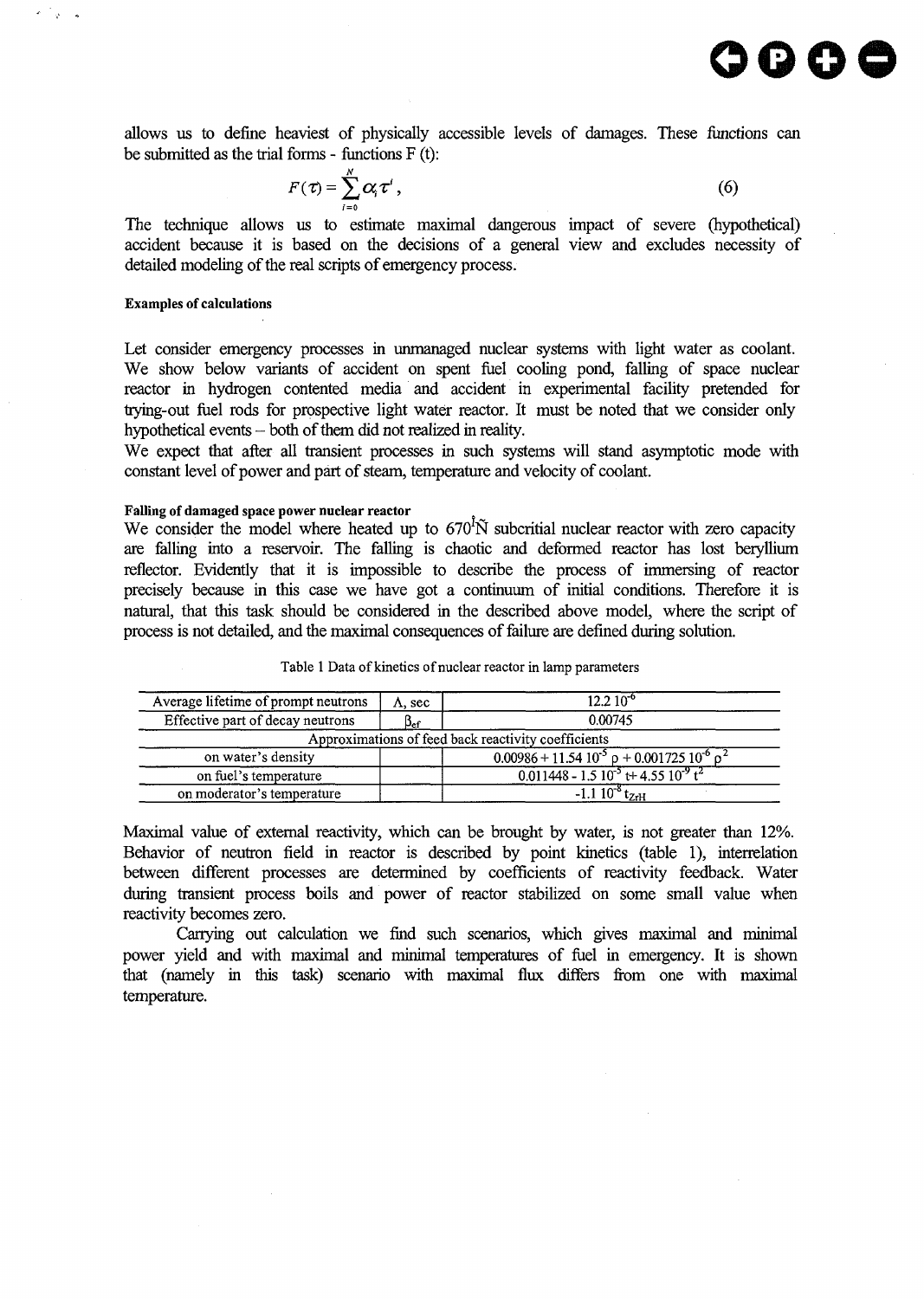allows us to define heaviest of physically accessible levels of damages. These functions can be submitted as the trial forms - functions F (t):

$$F(\tau) = \sum_{i=0}^{N} \alpha_i \tau^i , \qquad (6)$$

The technique allows us to estimate maximal dangerous impact of severe (hypothetical) accident because it is based on the decisions of a general view and excludes necessity of detailed modeling of the real scripts of emergency process.

#### Examples of calculations

Let consider emergency processes in unmanaged nuclear systems with light water as coolant. We show below variants of accident on spent fuel cooling pond, falling of space nuclear reactor in hydrogen contented media and accident in experimental facility pretended for trying-out fuel rods for prospective light water reactor. It must be noted that we consider only hypothetical events – both of them did not realized in reality.

We expect that after all transient processes in such systems will stand asymptotic mode with constant level of power and part of steam, temperature and velocity of coolant.

#### Falling of damaged space power nuclear reactor

We consider the model where heated up to 670ºÑ subcritial nuclear reactor with zero capacity are falling into a reservoir. The falling is chaotic and deformed reactor has lost beryllium reflector. Evidently that it is impossible to describe the process of immersing of reactor precisely because in this case we have got a continuum of initial conditions. Therefore it is natural, that this task should be considered in the described above model, where the script of process is not detailed, and the maximal consequences of failure are defined during solution.

Table 1 Data of kinetics of nuclear reactor in lamp parameters

| Average lifetime of prompt neutrons | $\Lambda$, sec | $12.2\ 10^{-6}$ |
|---|---|---|
| Effective part of decay neutrons | $\beta_{ef}$ | 0.00745 |
| Approximations of feed back reactivity coefficients | | |
| on water's density | | $0.00986 + 11.54\ 10^{-5}\ \rho + 0.001725\ 10^{-6}\ \rho^2$ |
| on fuel's temperature | | $0.011448 - 1.5\ 10^{-5}\ t + 4.55\ 10^{-9}\ t^2$ |
| on moderator's temperature | | $-1.1\ 10^{-8}\ t_{ZrH}$ |

Maximal value of external reactivity, which can be brought by water, is not greater than 12%. Behavior of neutron field in reactor is described by point kinetics (table 1), interrelation between different processes are determined by coefficients of reactivity feedback. Water during transient process boils and power of reactor stabilized on some small value when reactivity becomes zero.

Carrying out calculation we find such scenarios, which gives maximal and minimal power yield and with maximal and minimal temperatures of fuel in emergency. It is shown that (namely in this task) scenario with maximal flux differs from one with maximal temperature.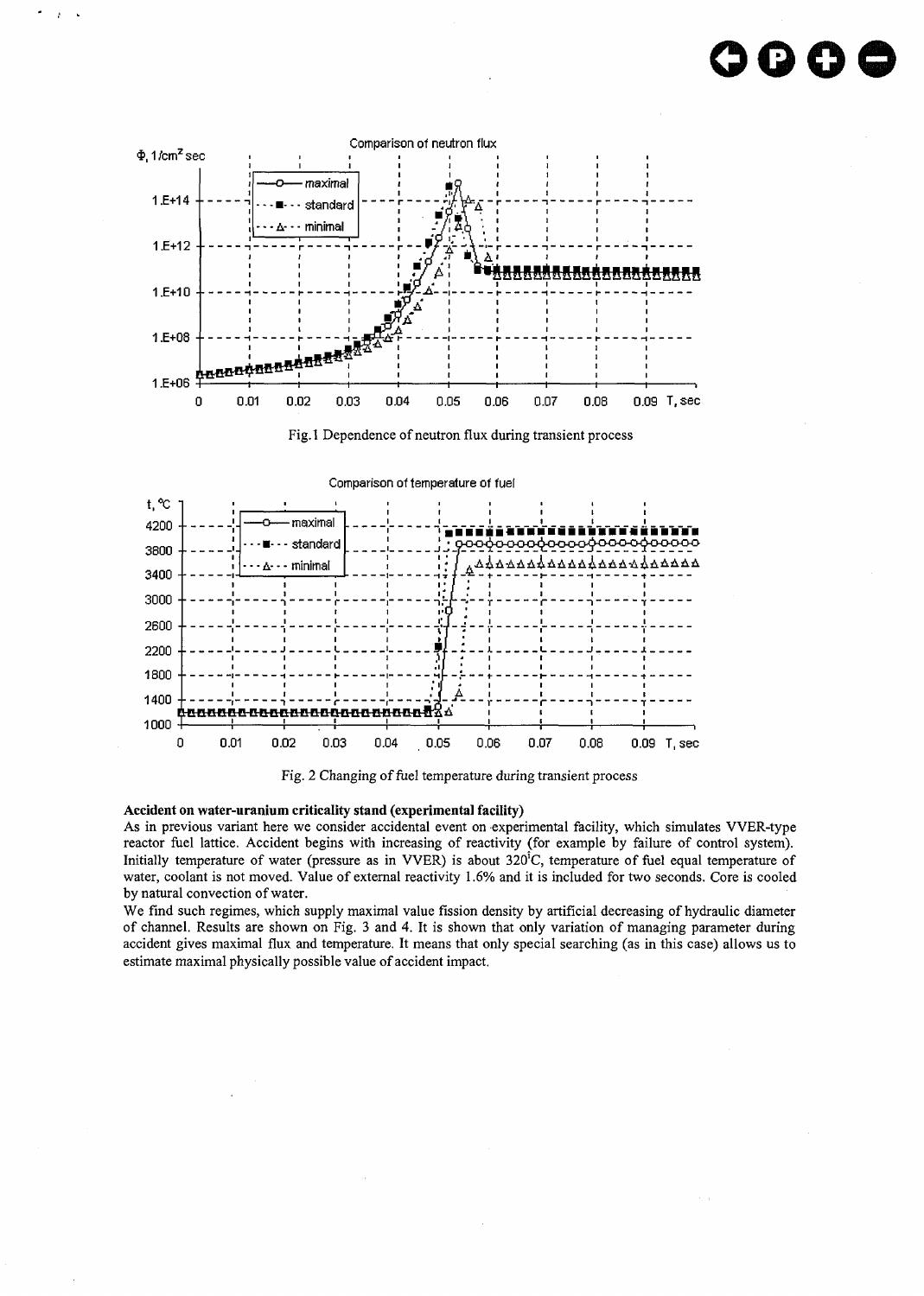Fig. 1 Dependence of neutron flux during transient process

Fig. 2 Changing of fuel temperature during transient process

**Accident on water-uranium criticality stand (experimental facility)**

As in previous variant here we consider accidental event on experimental facility, which simulates VVER-type reactor fuel lattice. Accident begins with increasing of reactivity (for example by failure of control system). Initially temperature of water (pressure as in VVER) is about 320°C, temperature of fuel equal temperature of water, coolant is not moved. Value of external reactivity 1.6% and it is included for two seconds. Core is cooled by natural convection of water.

We find such regimes, which supply maximal value fission density by artificial decreasing of hydraulic diameter of channel. Results are shown on Fig. 3 and 4. It is shown that only variation of managing parameter during accident gives maximal flux and temperature. It means that only special searching (as in this case) allows us to estimate maximal physically possible value of accident impact.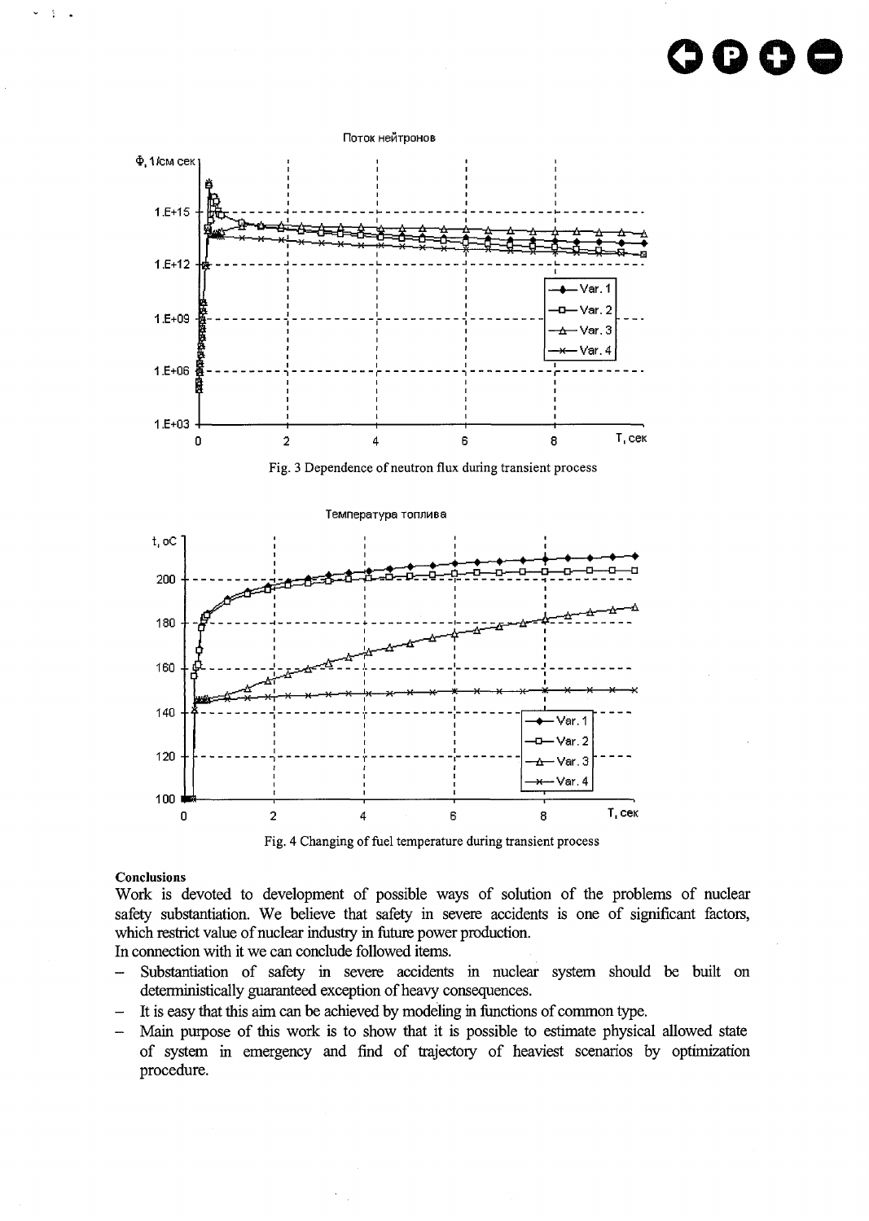Fig. 3 Dependence of neutron flux during transient process

Fig. 4 Changing of fuel temperature during transient process

**Conclusions**

Work is devoted to development of possible ways of solution of the problems of nuclear safety substantiation. We believe that safety in severe accidents is one of significant factors, which restrict value of nuclear industry in future power production.

In connection with it we can conclude followed items.

- Substantiation of safety in severe accidents in nuclear system should be built on deterministically guaranteed exception of heavy consequences.
- It is easy that this aim can be achieved by modeling in functions of common type.
- Main purpose of this work is to show that it is possible to estimate physical allowed state of system in emergency and find of trajectory of heaviest scenarios by optimization procedure.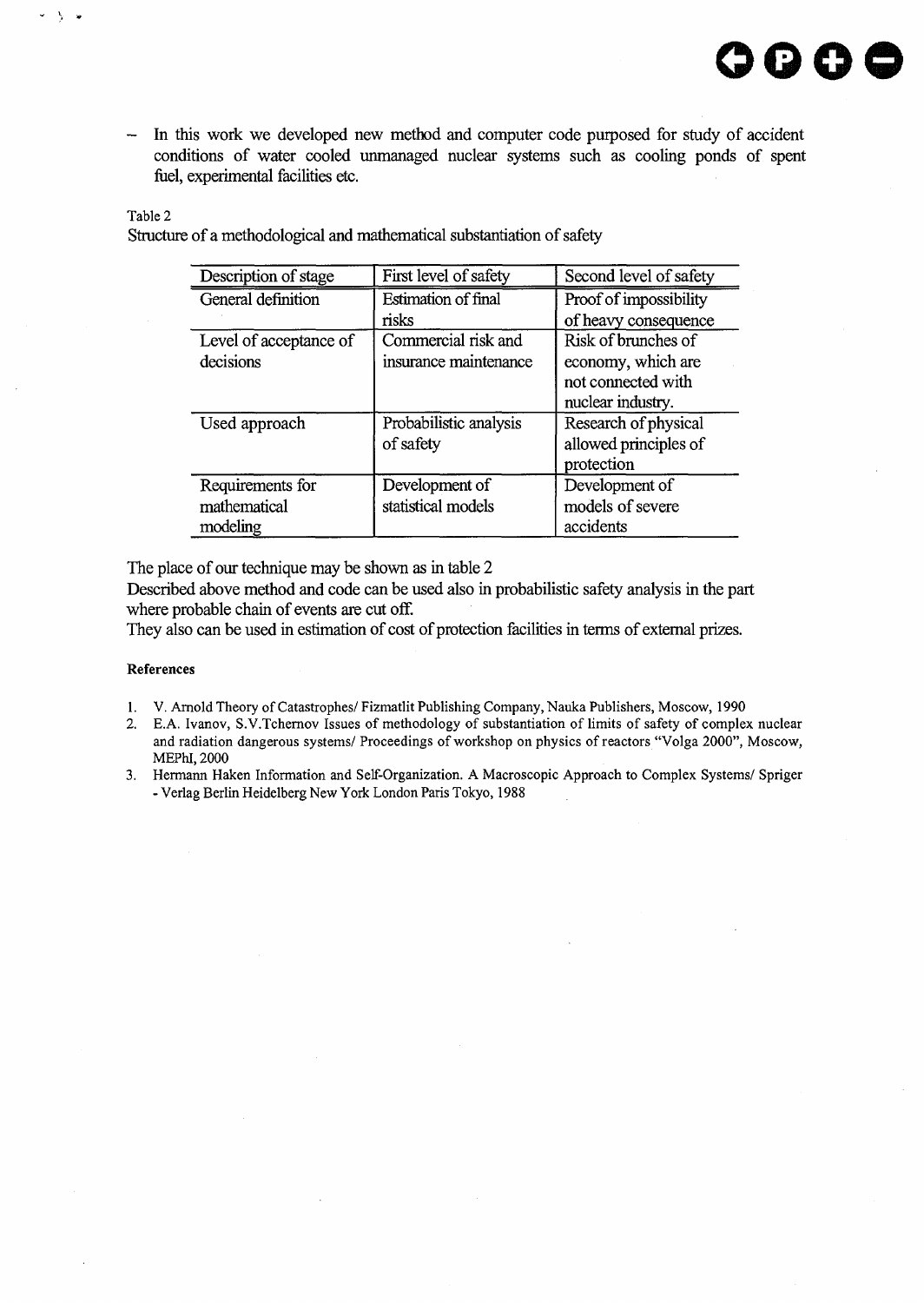– In this work we developed new method and computer code purposed for study of accident conditions of water cooled unmanaged nuclear systems such as cooling ponds of spent fuel, experimental facilities etc.

Table 2

Structure of a methodological and mathematical substantiation of safety

| Description of stage | First level of safety | Second level of safety |
|---|---|---|
| General definition | Estimation of final risks | Proof of impossibility of heavy consequence |
| Level of acceptance of decisions | Commercial risk and insurance maintenance | Risk of brunches of economy, which are not connected with nuclear industry. |
| Used approach | Probabilistic analysis of safety | Research of physical allowed principles of protection |
| Requirements for mathematical modeling | Development of statistical models | Development of models of severe accidents |

The place of our technique may be shown as in table 2

Described above method and code can be used also in probabilistic safety analysis in the part where probable chain of events are cut off.

They also can be used in estimation of cost of protection facilities in terms of external prizes.

#### References

1. V. Arnold Theory of Catastrophes/ Fizmatlit Publishing Company, Nauka Publishers, Moscow, 1990
2. E.A. Ivanov, S.V.Tchernov Issues of methodology of substantiation of limits of safety of complex nuclear and radiation dangerous systems/ Proceedings of workshop on physics of reactors "Volga 2000", Moscow, MEPhI, 2000
3. Hermann Haken Information and Self-Organization. A Macroscopic Approach to Complex Systems/ Spriger - Verlag Berlin Heidelberg New York London Paris Tokyo, 1988